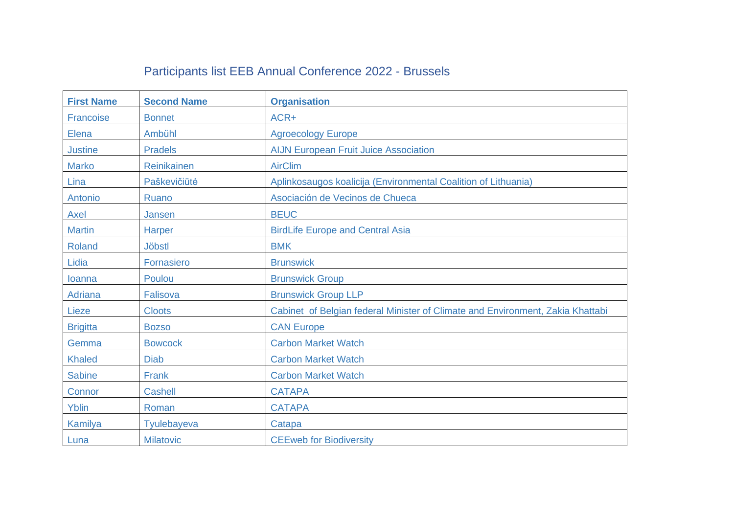# Participants list EEB Annual Conference 2022 - Brussels

| First Name | Second Name | Organisation |
|---|---|---|
| Francoise | Bonnet | ACR+ |
| Elena | Ambühl | Agroecology Europe |
| Justine | Pradels | AIJN European Fruit Juice Association |
| Marko | Reinikainen | AirClim |
| Lina | Paškevičiūtė | Aplinkosaugos koalicija (Environmental Coalition of Lithuania) |
| Antonio | Ruano | Asociación de Vecinos de Chueca |
| Axel | Jansen | BEUC |
| Martin | Harper | BirdLife Europe and Central Asia |
| Roland | Jöbstl | BMK |
| Lidia | Fornasiero | Brunswick |
| Ioanna | Poulou | Brunswick Group |
| Adriana | Falisova | Brunswick Group LLP |
| Lieze | Cloots | Cabinet  of Belgian federal Minister of Climate and Environment, Zakia Khattabi |
| Brigitta | Bozso | CAN Europe |
| Gemma | Bowcock | Carbon Market Watch |
| Khaled | Diab | Carbon Market Watch |
| Sabine | Frank | Carbon Market Watch |
| Connor | Cashell | CATAPA |
| Yblin | Roman | CATAPA |
| Kamilya | Tyulebayeva | Catapa |
| Luna | Milatovic | CEEweb for Biodiversity |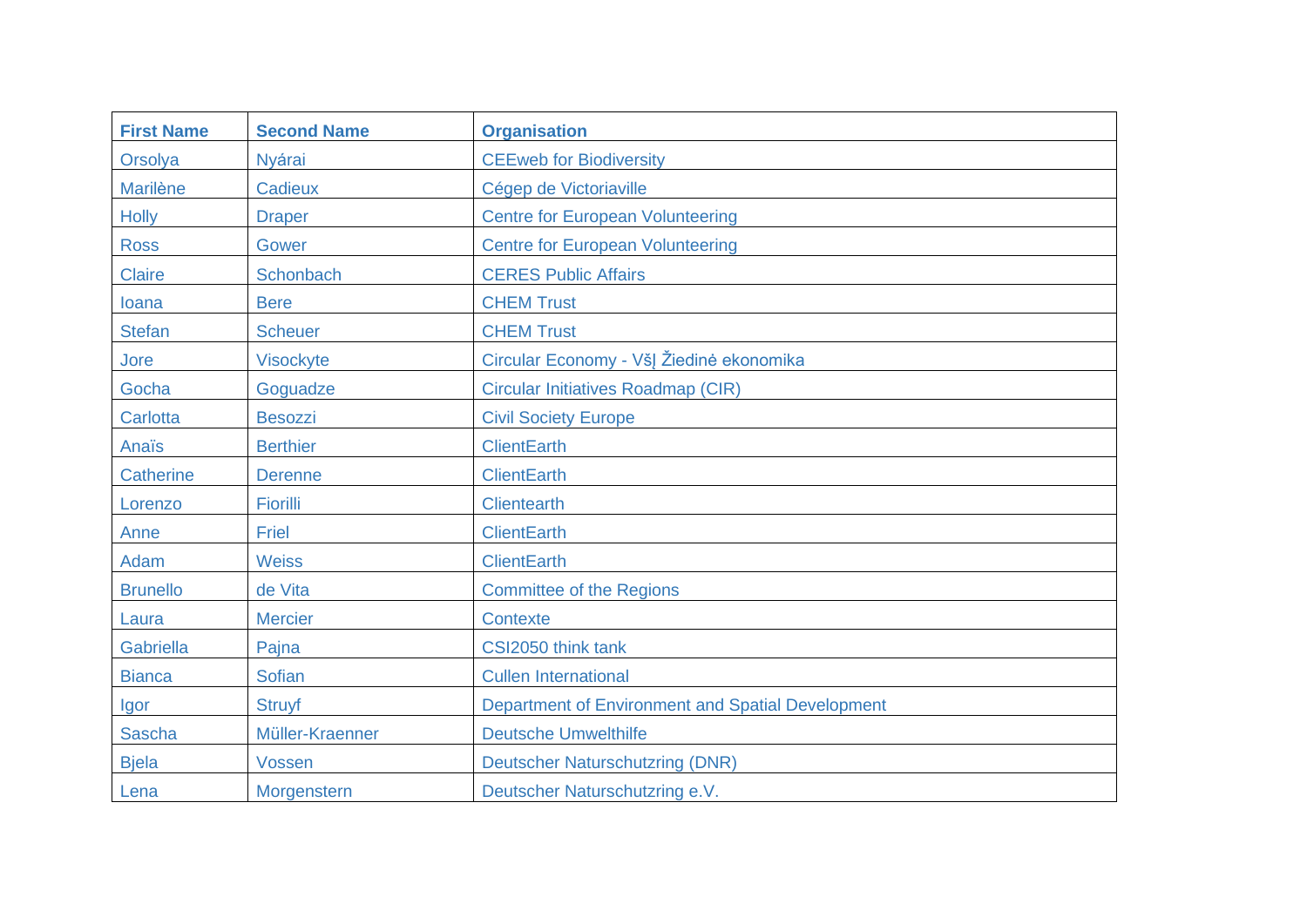| First Name | Second Name | Organisation |
| --- | --- | --- |
| Orsolya | Nyárai | CEEweb for Biodiversity |
| Marilène | Cadieux | Cégep de Victoriaville |
| Holly | Draper | Centre for European Volunteering |
| Ross | Gower | Centre for European Volunteering |
| Claire | Schonbach | CERES Public Affairs |
| Ioana | Bere | CHEM Trust |
| Stefan | Scheuer | CHEM Trust |
| Jore | Visockyte | Circular Economy - VšĮ Žiedinė ekonomika |
| Gocha | Goguadze | Circular Initiatives Roadmap (CIR) |
| Carlotta | Besozzi | Civil Society Europe |
| Anaïs | Berthier | ClientEarth |
| Catherine | Derenne | ClientEarth |
| Lorenzo | Fiorilli | Clientearth |
| Anne | Friel | ClientEarth |
| Adam | Weiss | ClientEarth |
| Brunello | de Vita | Committee of the Regions |
| Laura | Mercier | Contexte |
| Gabriella | Pajna | CSI2050 think tank |
| Bianca | Sofian | Cullen International |
| Igor | Struyf | Department of Environment and Spatial Development |
| Sascha | Müller-Kraenner | Deutsche Umwelthilfe |
| Bjela | Vossen | Deutscher Naturschutzring (DNR) |
| Lena | Morgenstern | Deutscher Naturschutzring e.V. |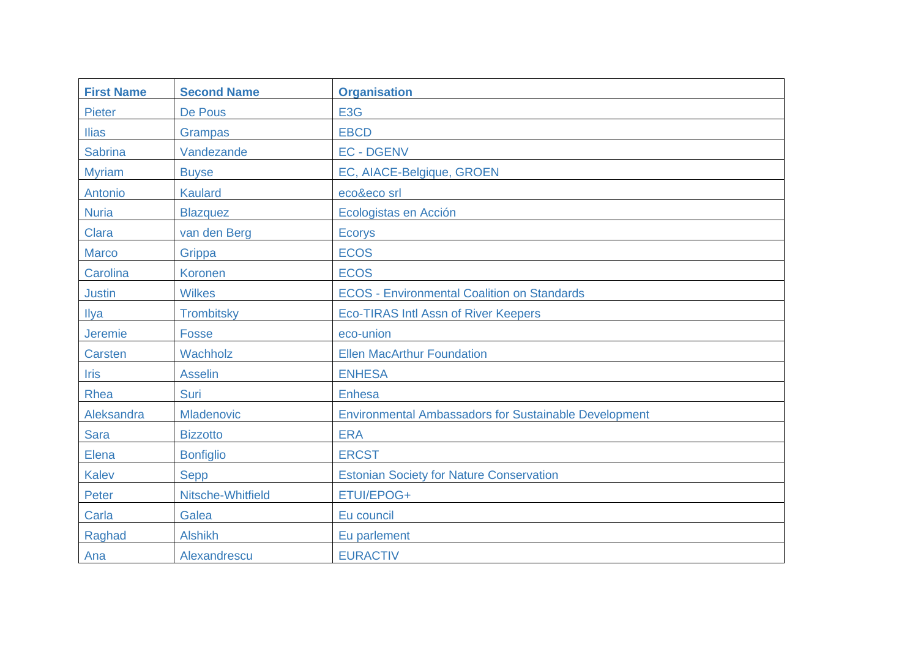| First Name | Second Name | Organisation |
| --- | --- | --- |
| Pieter | De Pous | E3G |
| Ilias | Grampas | EBCD |
| Sabrina | Vandezande | EC - DGENV |
| Myriam | Buyse | EC, AIACE-Belgique, GROEN |
| Antonio | Kaulard | eco&eco srl |
| Nuria | Blazquez | Ecologistas en Acción |
| Clara | van den Berg | Ecorys |
| Marco | Grippa | ECOS |
| Carolina | Koronen | ECOS |
| Justin | Wilkes | ECOS - Environmental Coalition on Standards |
| Ilya | Trombitsky | Eco-TIRAS Intl Assn of River Keepers |
| Jeremie | Fosse | eco-union |
| Carsten | Wachholz | Ellen MacArthur Foundation |
| Iris | Asselin | ENHESA |
| Rhea | Suri | Enhesa |
| Aleksandra | Mladenovic | Environmental Ambassadors for Sustainable Development |
| Sara | Bizzotto | ERA |
| Elena | Bonfiglio | ERCST |
| Kalev | Sepp | Estonian Society for Nature Conservation |
| Peter | Nitsche-Whitfield | ETUI/EPOG+ |
| Carla | Galea | Eu council |
| Raghad | Alshikh | Eu parlement |
| Ana | Alexandrescu | EURACTIV |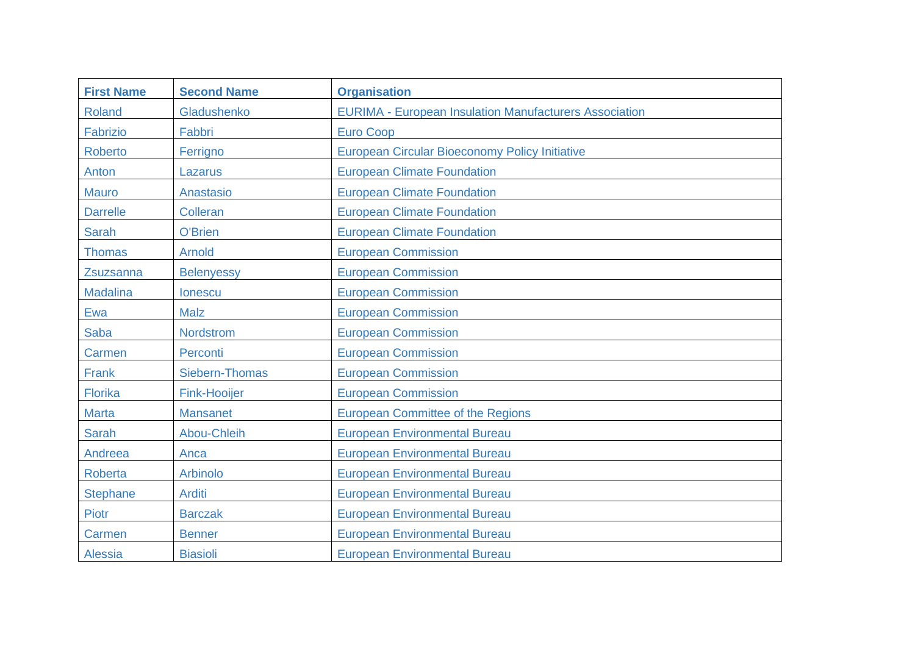| First Name | Second Name | Organisation |
|---|---|---|
| Roland | Gladushenko | EURIMA - European Insulation Manufacturers Association |
| Fabrizio | Fabbri | Euro Coop |
| Roberto | Ferrigno | European Circular Bioeconomy Policy Initiative |
| Anton | Lazarus | European Climate Foundation |
| Mauro | Anastasio | European Climate Foundation |
| Darrelle | Colleran | European Climate Foundation |
| Sarah | O'Brien | European Climate Foundation |
| Thomas | Arnold | European Commission |
| Zsuzsanna | Belenyessy | European Commission |
| Madalina | Ionescu | European Commission |
| Ewa | Malz | European Commission |
| Saba | Nordstrom | European Commission |
| Carmen | Perconti | European Commission |
| Frank | Siebern-Thomas | European Commission |
| Florika | Fink-Hooijer | European Commission |
| Marta | Mansanet | European Committee of the Regions |
| Sarah | Abou-Chleih | European Environmental Bureau |
| Andreea | Anca | European Environmental Bureau |
| Roberta | Arbinolo | European Environmental Bureau |
| Stephane | Arditi | European Environmental Bureau |
| Piotr | Barczak | European Environmental Bureau |
| Carmen | Benner | European Environmental Bureau |
| Alessia | Biasioli | European Environmental Bureau |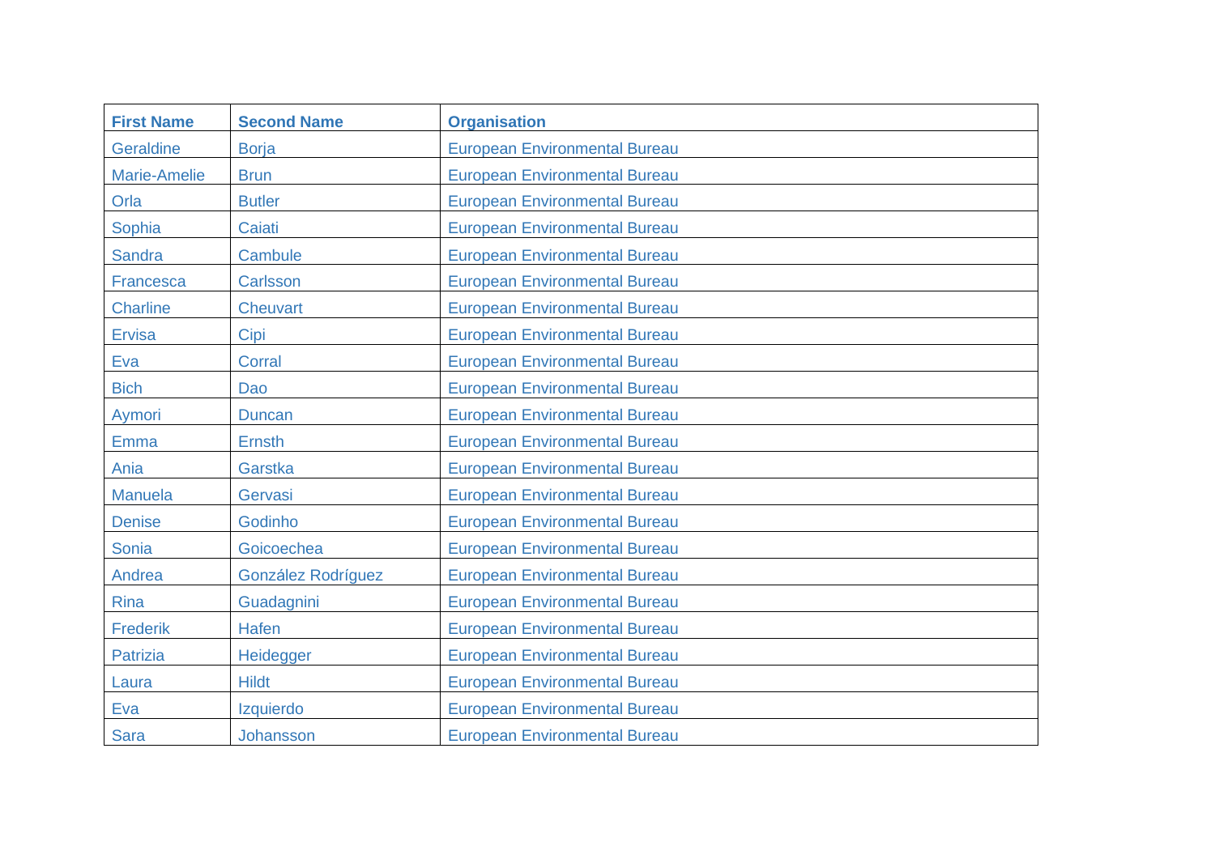| First Name | Second Name | Organisation |
|---|---|---|
| Geraldine | Borja | European Environmental Bureau |
| Marie-Amelie | Brun | European Environmental Bureau |
| Orla | Butler | European Environmental Bureau |
| Sophia | Caiati | European Environmental Bureau |
| Sandra | Cambule | European Environmental Bureau |
| Francesca | Carlsson | European Environmental Bureau |
| Charline | Cheuvart | European Environmental Bureau |
| Ervisa | Cipi | European Environmental Bureau |
| Eva | Corral | European Environmental Bureau |
| Bich | Dao | European Environmental Bureau |
| Aymori | Duncan | European Environmental Bureau |
| Emma | Ernsth | European Environmental Bureau |
| Ania | Garstka | European Environmental Bureau |
| Manuela | Gervasi | European Environmental Bureau |
| Denise | Godinho | European Environmental Bureau |
| Sonia | Goicoechea | European Environmental Bureau |
| Andrea | González Rodríguez | European Environmental Bureau |
| Rina | Guadagnini | European Environmental Bureau |
| Frederik | Hafen | European Environmental Bureau |
| Patrizia | Heidegger | European Environmental Bureau |
| Laura | Hildt | European Environmental Bureau |
| Eva | Izquierdo | European Environmental Bureau |
| Sara | Johansson | European Environmental Bureau |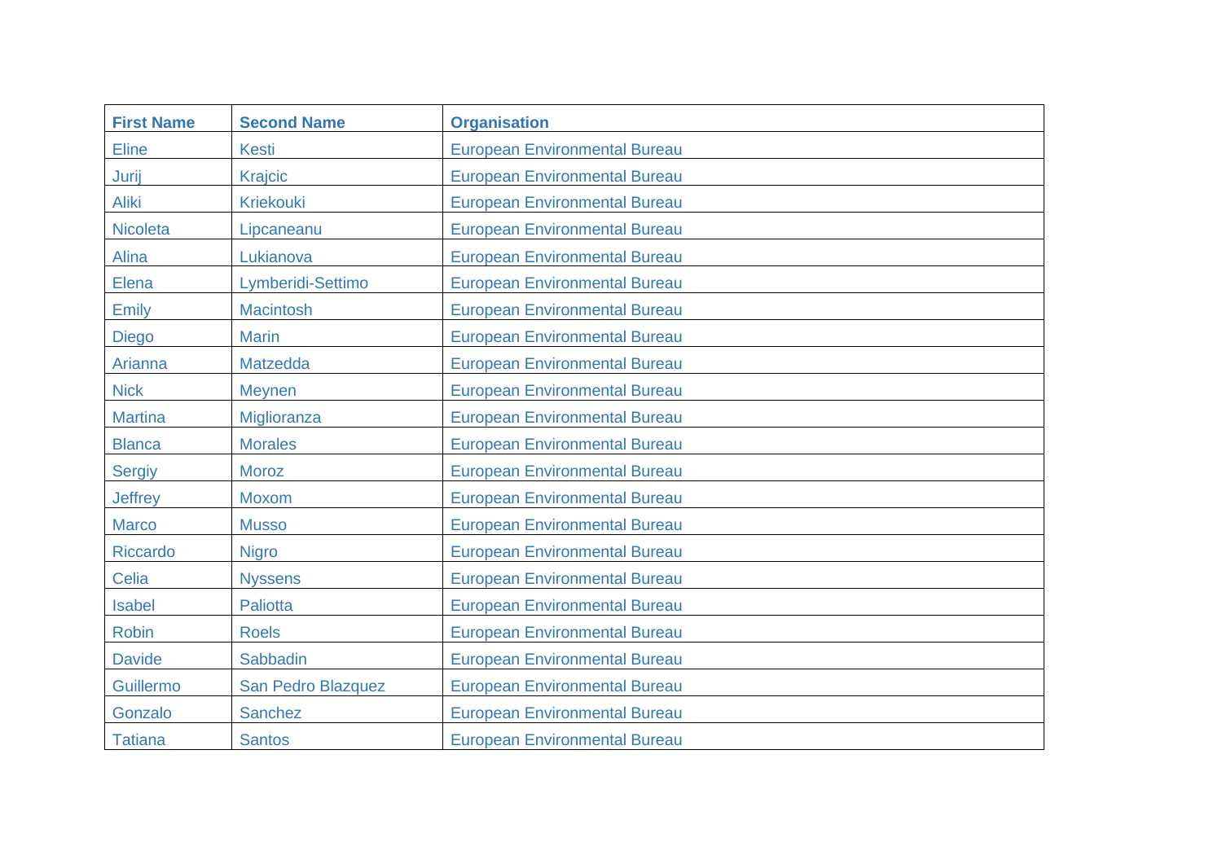| First Name | Second Name | Organisation |
| --- | --- | --- |
| Eline | Kesti | European Environmental Bureau |
| Jurij | Krajcic | European Environmental Bureau |
| Aliki | Kriekouki | European Environmental Bureau |
| Nicoleta | Lipcaneanu | European Environmental Bureau |
| Alina | Lukianova | European Environmental Bureau |
| Elena | Lymberidi-Settimo | European Environmental Bureau |
| Emily | Macintosh | European Environmental Bureau |
| Diego | Marin | European Environmental Bureau |
| Arianna | Matzedda | European Environmental Bureau |
| Nick | Meynen | European Environmental Bureau |
| Martina | Miglioranza | European Environmental Bureau |
| Blanca | Morales | European Environmental Bureau |
| Sergiy | Moroz | European Environmental Bureau |
| Jeffrey | Moxom | European Environmental Bureau |
| Marco | Musso | European Environmental Bureau |
| Riccardo | Nigro | European Environmental Bureau |
| Celia | Nyssens | European Environmental Bureau |
| Isabel | Paliotta | European Environmental Bureau |
| Robin | Roels | European Environmental Bureau |
| Davide | Sabbadin | European Environmental Bureau |
| Guillermo | San Pedro Blazquez | European Environmental Bureau |
| Gonzalo | Sanchez | European Environmental Bureau |
| Tatiana | Santos | European Environmental Bureau |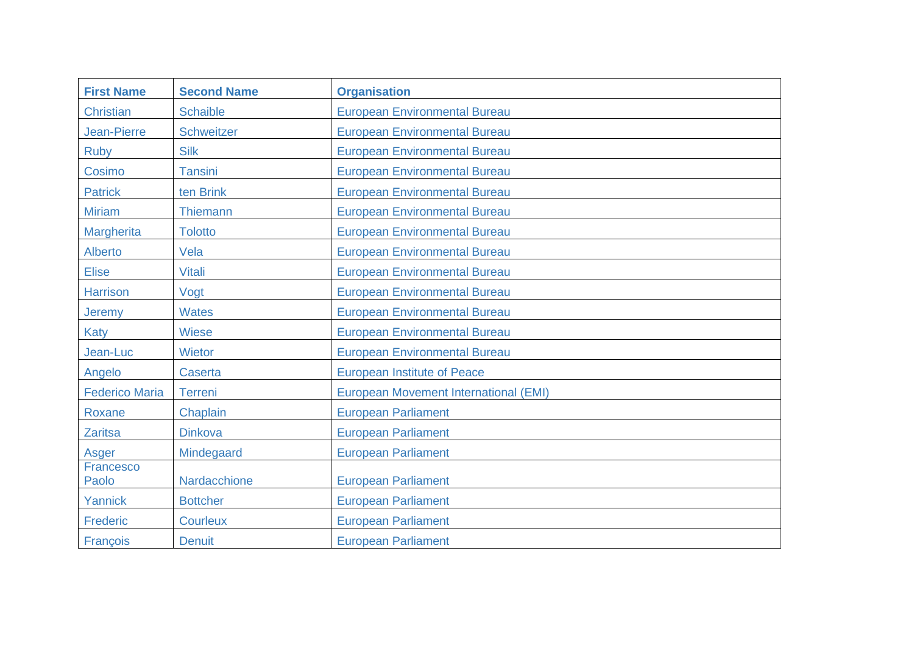| First Name | Second Name | Organisation |
| --- | --- | --- |
| Christian | Schaible | European Environmental Bureau |
| Jean-Pierre | Schweitzer | European Environmental Bureau |
| Ruby | Silk | European Environmental Bureau |
| Cosimo | Tansini | European Environmental Bureau |
| Patrick | ten Brink | European Environmental Bureau |
| Miriam | Thiemann | European Environmental Bureau |
| Margherita | Tolotto | European Environmental Bureau |
| Alberto | Vela | European Environmental Bureau |
| Elise | Vitali | European Environmental Bureau |
| Harrison | Vogt | European Environmental Bureau |
| Jeremy | Wates | European Environmental Bureau |
| Katy | Wiese | European Environmental Bureau |
| Jean-Luc | Wietor | European Environmental Bureau |
| Angelo | Caserta | European Institute of Peace |
| Federico Maria | Terreni | European Movement International (EMI) |
| Roxane | Chaplain | European Parliament |
| Zaritsa | Dinkova | European Parliament |
| Asger | Mindegaard | European Parliament |
| Francesco Paolo | Nardacchione | European Parliament |
| Yannick | Bottcher | European Parliament |
| Frederic | Courleux | European Parliament |
| François | Denuit | European Parliament |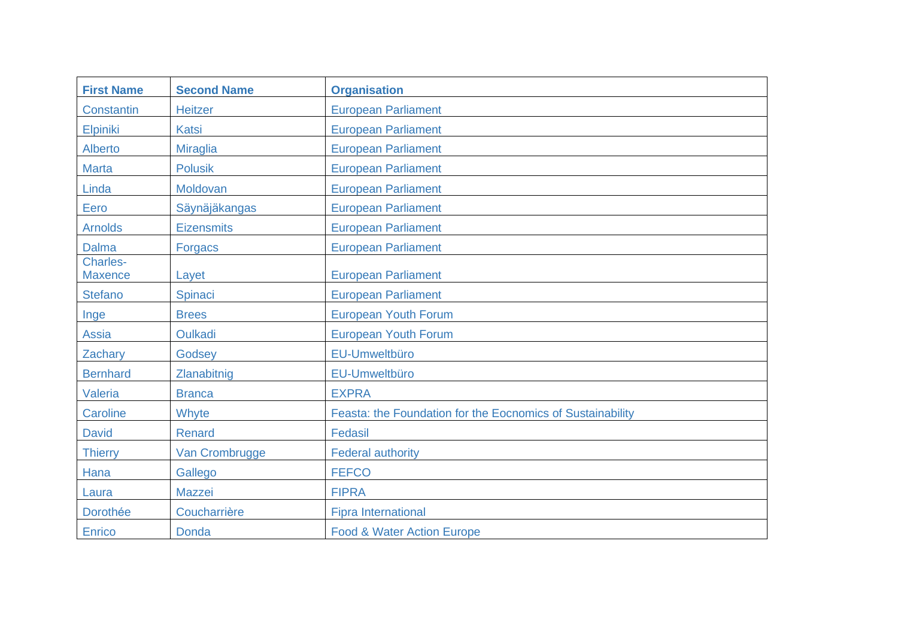| First Name | Second Name | Organisation |
| --- | --- | --- |
| Constantin | Heitzer | European Parliament |
| Elpiniki | Katsi | European Parliament |
| Alberto | Miraglia | European Parliament |
| Marta | Polusik | European Parliament |
| Linda | Moldovan | European Parliament |
| Eero | Säynäjäkangas | European Parliament |
| Arnolds | Eizensmits | European Parliament |
| Dalma | Forgacs | European Parliament |
| Charles-Maxence | Layet | European Parliament |
| Stefano | Spinaci | European Parliament |
| Inge | Brees | European Youth Forum |
| Assia | Oulkadi | European Youth Forum |
| Zachary | Godsey | EU-Umweltbüro |
| Bernhard | Zlanabitnig | EU-Umweltbüro |
| Valeria | Branca | EXPRA |
| Caroline | Whyte | Feasta: the Foundation for the Eocnomics of Sustainability |
| David | Renard | Fedasil |
| Thierry | Van Crombrugge | Federal authority |
| Hana | Gallego | FEFCO |
| Laura | Mazzei | FIPRA |
| Dorothée | Coucharrière | Fipra International |
| Enrico | Donda | Food & Water Action Europe |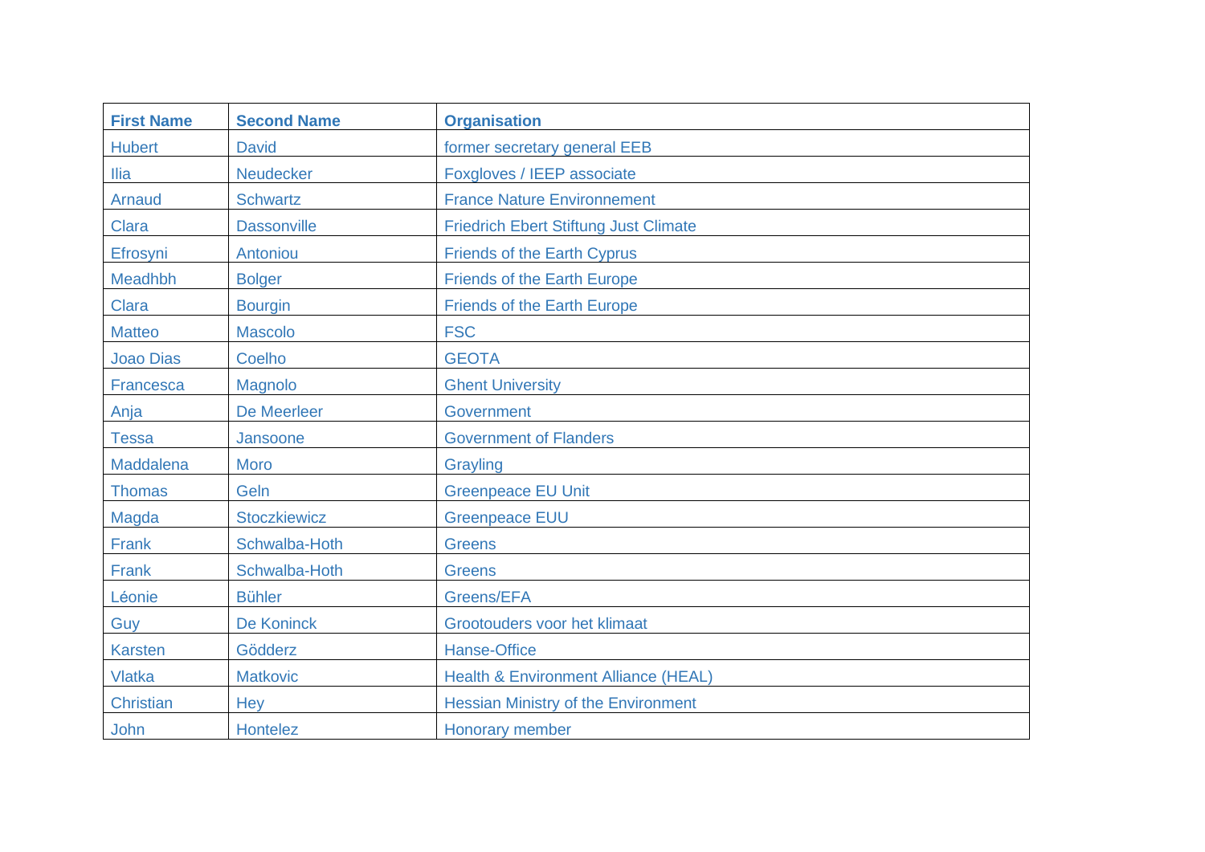| First Name | Second Name | Organisation |
|---|---|---|
| Hubert | David | former secretary general EEB |
| Ilia | Neudecker | Foxgloves / IEEP associate |
| Arnaud | Schwartz | France Nature Environnement |
| Clara | Dassonville | Friedrich Ebert Stiftung Just Climate |
| Efrosyni | Antoniou | Friends of the Earth Cyprus |
| Meadhbh | Bolger | Friends of the Earth Europe |
| Clara | Bourgin | Friends of the Earth Europe |
| Matteo | Mascolo | FSC |
| Joao Dias | Coelho | GEOTA |
| Francesca | Magnolo | Ghent University |
| Anja | De Meerleer | Government |
| Tessa | Jansoone | Government of Flanders |
| Maddalena | Moro | Grayling |
| Thomas | Geln | Greenpeace EU Unit |
| Magda | Stoczkiewicz | Greenpeace EUU |
| Frank | Schwalba-Hoth | Greens |
| Frank | Schwalba-Hoth | Greens |
| Léonie | Bühler | Greens/EFA |
| Guy | De Koninck | Grootouders voor het klimaat |
| Karsten | Gödderz | Hanse-Office |
| Vlatka | Matkovic | Health & Environment Alliance (HEAL) |
| Christian | Hey | Hessian Ministry of the Environment |
| John | Hontelez | Honorary member |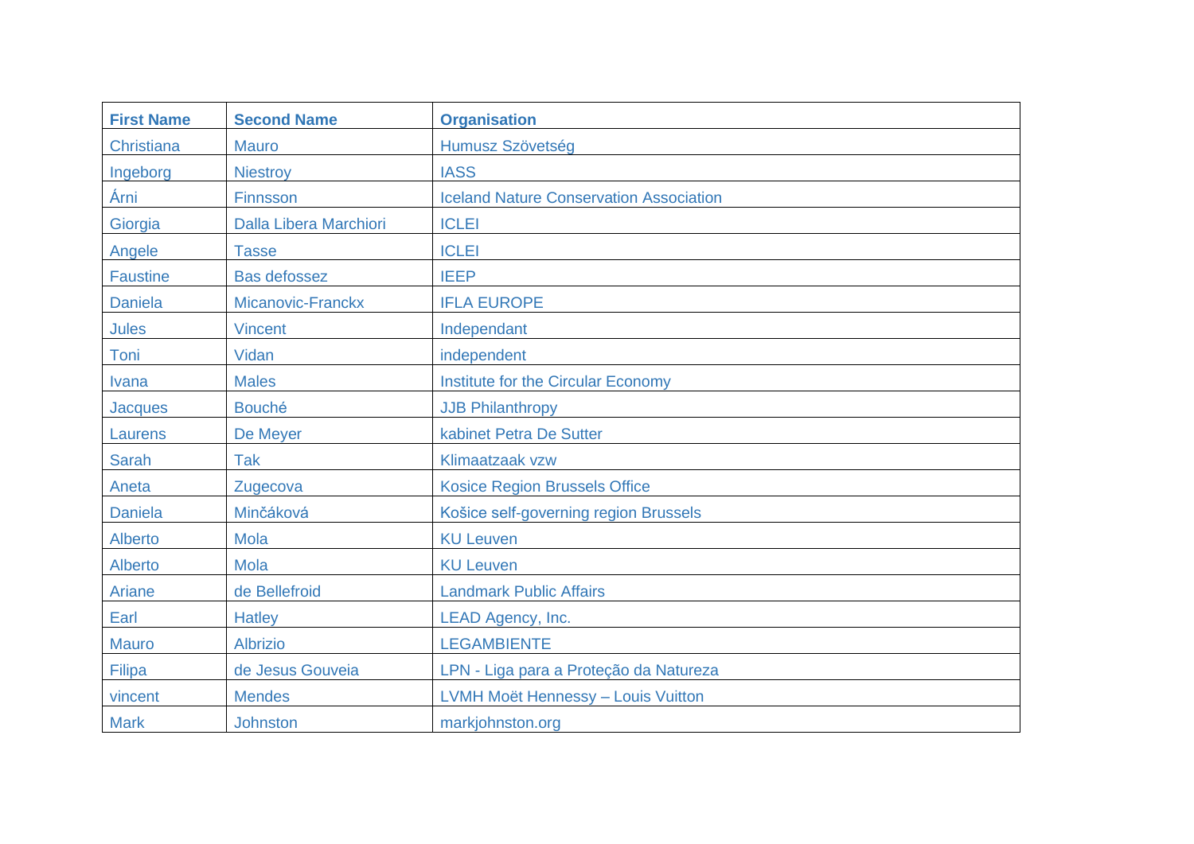| First Name | Second Name | Organisation |
| --- | --- | --- |
| Christiana | Mauro | Humusz Szövetség |
| Ingeborg | Niestroy | IASS |
| Árni | Finnsson | Iceland Nature Conservation Association |
| Giorgia | Dalla Libera Marchiori | ICLEI |
| Angele | Tasse | ICLEI |
| Faustine | Bas defossez | IEEP |
| Daniela | Micanovic-Franckx | IFLA EUROPE |
| Jules | Vincent | Independant |
| Toni | Vidan | independent |
| Ivana | Males | Institute for the Circular Economy |
| Jacques | Bouché | JJB Philanthropy |
| Laurens | De Meyer | kabinet Petra De Sutter |
| Sarah | Tak | Klimaatzaak vzw |
| Aneta | Zugecova | Kosice Region Brussels Office |
| Daniela | Minčáková | Košice self-governing region Brussels |
| Alberto | Mola | KU Leuven |
| Alberto | Mola | KU Leuven |
| Ariane | de Bellefroid | Landmark Public Affairs |
| Earl | Hatley | LEAD Agency, Inc. |
| Mauro | Albrizio | LEGAMBIENTE |
| Filipa | de Jesus Gouveia | LPN - Liga para a Proteção da Natureza |
| vincent | Mendes | LVMH Moët Hennessy – Louis Vuitton |
| Mark | Johnston | markjohnston.org |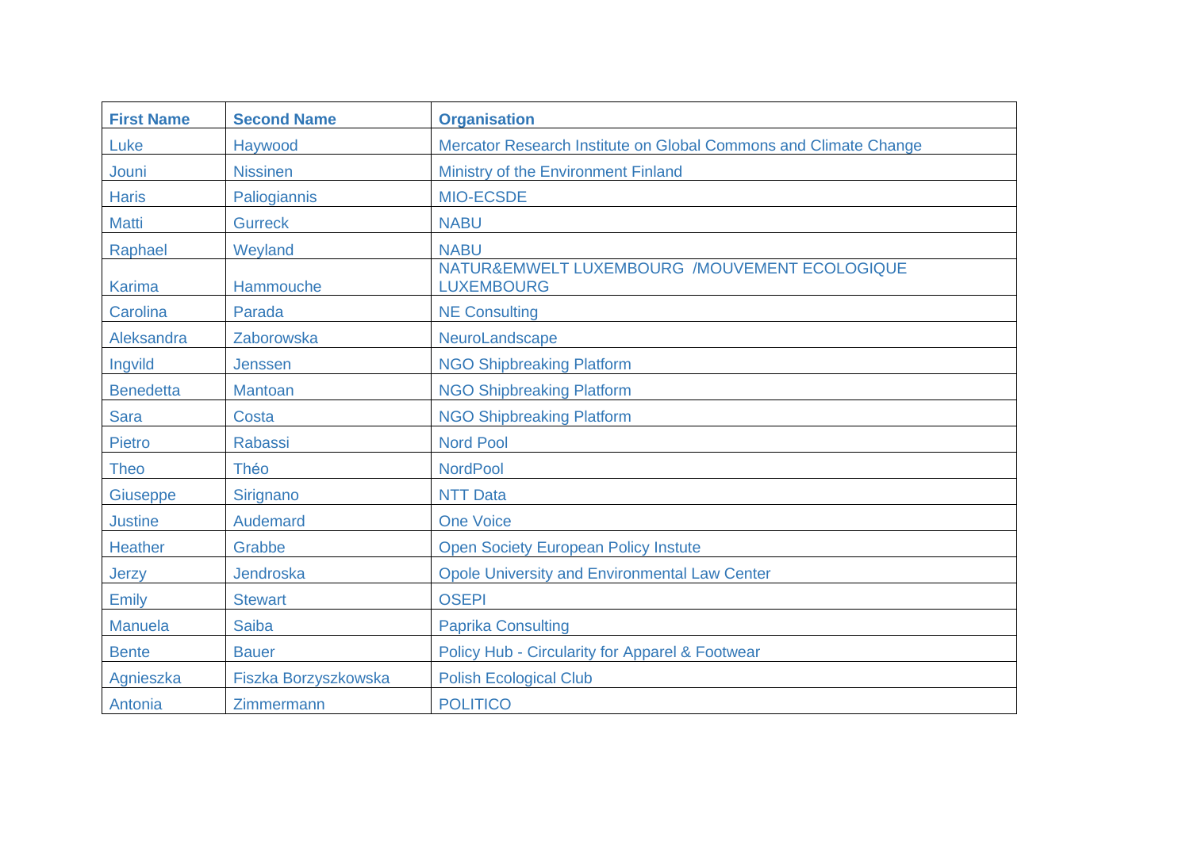| First Name | Second Name | Organisation |
|---|---|---|
| Luke | Haywood | Mercator Research Institute on Global Commons and Climate Change |
| Jouni | Nissinen | Ministry of the Environment Finland |
| Haris | Paliogiannis | MIO-ECSDE |
| Matti | Gurreck | NABU |
| Raphael | Weyland | NABU |
| Karima | Hammouche | NATUR&EMWELT LUXEMBOURG /MOUVEMENT ECOLOGIQUE LUXEMBOURG |
| Carolina | Parada | NE Consulting |
| Aleksandra | Zaborowska | NeuroLandscape |
| Ingvild | Jenssen | NGO Shipbreaking Platform |
| Benedetta | Mantoan | NGO Shipbreaking Platform |
| Sara | Costa | NGO Shipbreaking Platform |
| Pietro | Rabassi | Nord Pool |
| Theo | Théo | NordPool |
| Giuseppe | Sirignano | NTT Data |
| Justine | Audemard | One Voice |
| Heather | Grabbe | Open Society European Policy Instute |
| Jerzy | Jendroska | Opole University and Environmental Law Center |
| Emily | Stewart | OSEPI |
| Manuela | Saiba | Paprika Consulting |
| Bente | Bauer | Policy Hub - Circularity for Apparel & Footwear |
| Agnieszka | Fiszka Borzyszkowska | Polish Ecological Club |
| Antonia | Zimmermann | POLITICO |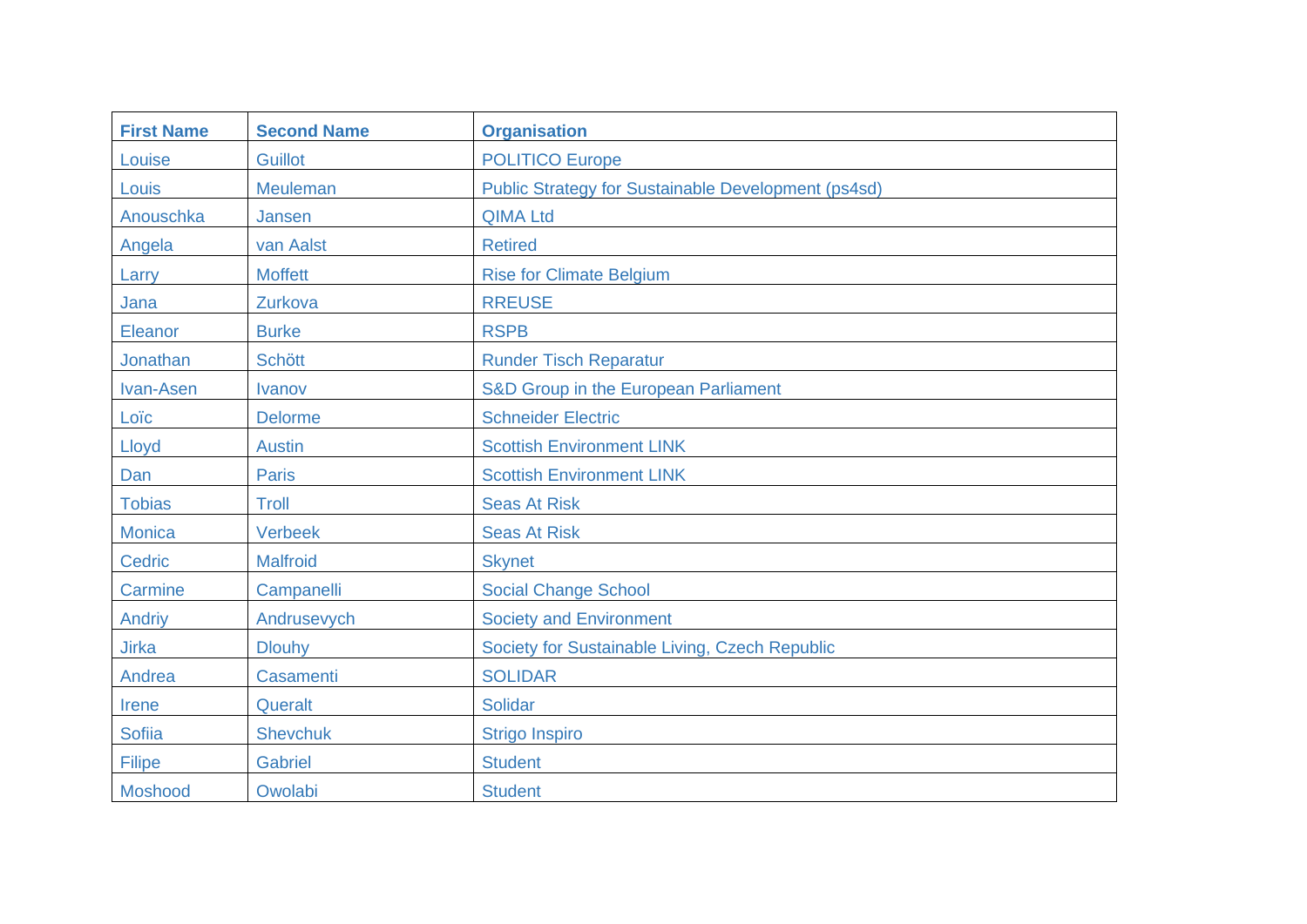| First Name | Second Name | Organisation |
| --- | --- | --- |
| Louise | Guillot | POLITICO Europe |
| Louis | Meuleman | Public Strategy for Sustainable Development (ps4sd) |
| Anouschka | Jansen | QIMA Ltd |
| Angela | van Aalst | Retired |
| Larry | Moffett | Rise for Climate Belgium |
| Jana | Zurkova | RREUSE |
| Eleanor | Burke | RSPB |
| Jonathan | Schött | Runder Tisch Reparatur |
| Ivan-Asen | Ivanov | S&D Group in the European Parliament |
| Loïc | Delorme | Schneider Electric |
| Lloyd | Austin | Scottish Environment LINK |
| Dan | Paris | Scottish Environment LINK |
| Tobias | Troll | Seas At Risk |
| Monica | Verbeek | Seas At Risk |
| Cedric | Malfroid | Skynet |
| Carmine | Campanelli | Social Change School |
| Andriy | Andrusevych | Society and Environment |
| Jirka | Dlouhy | Society for Sustainable Living, Czech Republic |
| Andrea | Casamenti | SOLIDAR |
| Irene | Queralt | Solidar |
| Sofiia | Shevchuk | Strigo Inspiro |
| Filipe | Gabriel | Student |
| Moshood | Owolabi | Student |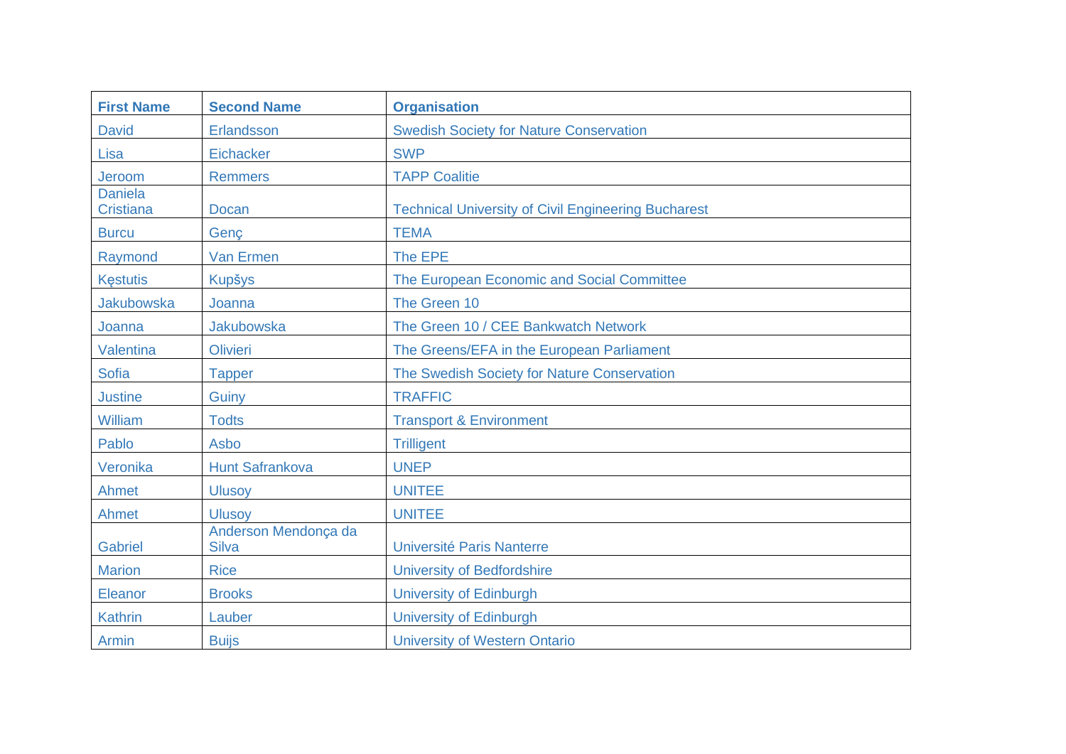| First Name | Second Name | Organisation |
|---|---|---|
| David | Erlandsson | Swedish Society for Nature Conservation |
| Lisa | Eichacker | SWP |
| Jeroom | Remmers | TAPP Coalitie |
| Daniela Cristiana | Docan | Technical University of Civil Engineering Bucharest |
| Burcu | Genç | TEMA |
| Raymond | Van Ermen | The EPE |
| Kęstutis | Kupšys | The European Economic and Social Committee |
| Jakubowska | Joanna | The Green 10 |
| Joanna | Jakubowska | The Green 10 / CEE Bankwatch Network |
| Valentina | Olivieri | The Greens/EFA in the European Parliament |
| Sofia | Tapper | The Swedish Society for Nature Conservation |
| Justine | Guiny | TRAFFIC |
| William | Todts | Transport & Environment |
| Pablo | Asbo | Trilligent |
| Veronika | Hunt Safrankova | UNEP |
| Ahmet | Ulusoy | UNITEE |
| Ahmet | Ulusoy | UNITEE |
| Gabriel | Anderson Mendonça da Silva | Université Paris Nanterre |
| Marion | Rice | University of Bedfordshire |
| Eleanor | Brooks | University of Edinburgh |
| Kathrin | Lauber | University of Edinburgh |
| Armin | Buijs | University of Western Ontario |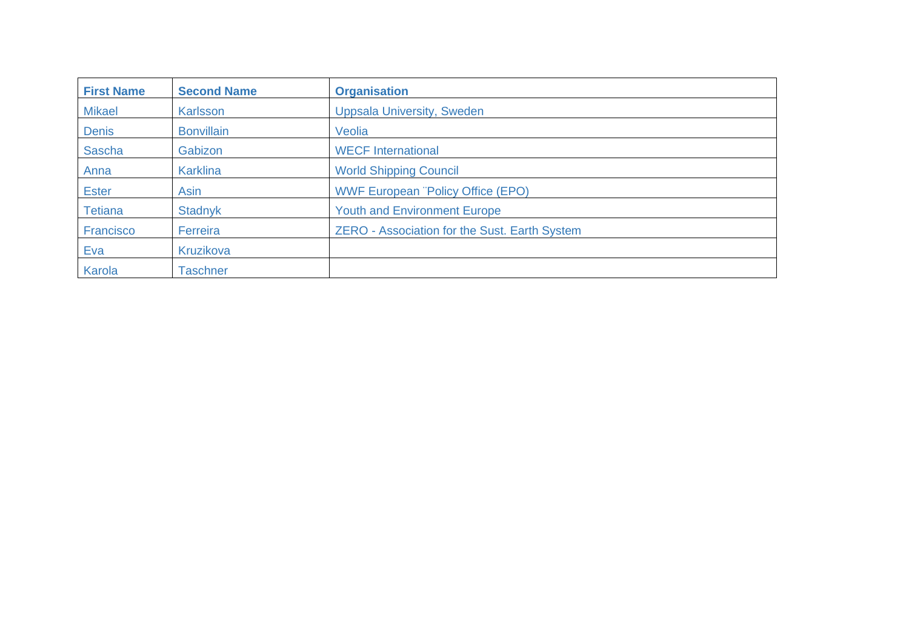| First Name | Second Name | Organisation |
|---|---|---|
| Mikael | Karlsson | Uppsala University, Sweden |
| Denis | Bonvillain | Veolia |
| Sascha | Gabizon | WECF International |
| Anna | Karklina | World Shipping Council |
| Ester | Asin | WWF European ¨Policy Office (EPO) |
| Tetiana | Stadnyk | Youth and Environment Europe |
| Francisco | Ferreira | ZERO - Association for the Sust. Earth System |
| Eva | Kruzikova | |
| Karola | Taschner | |